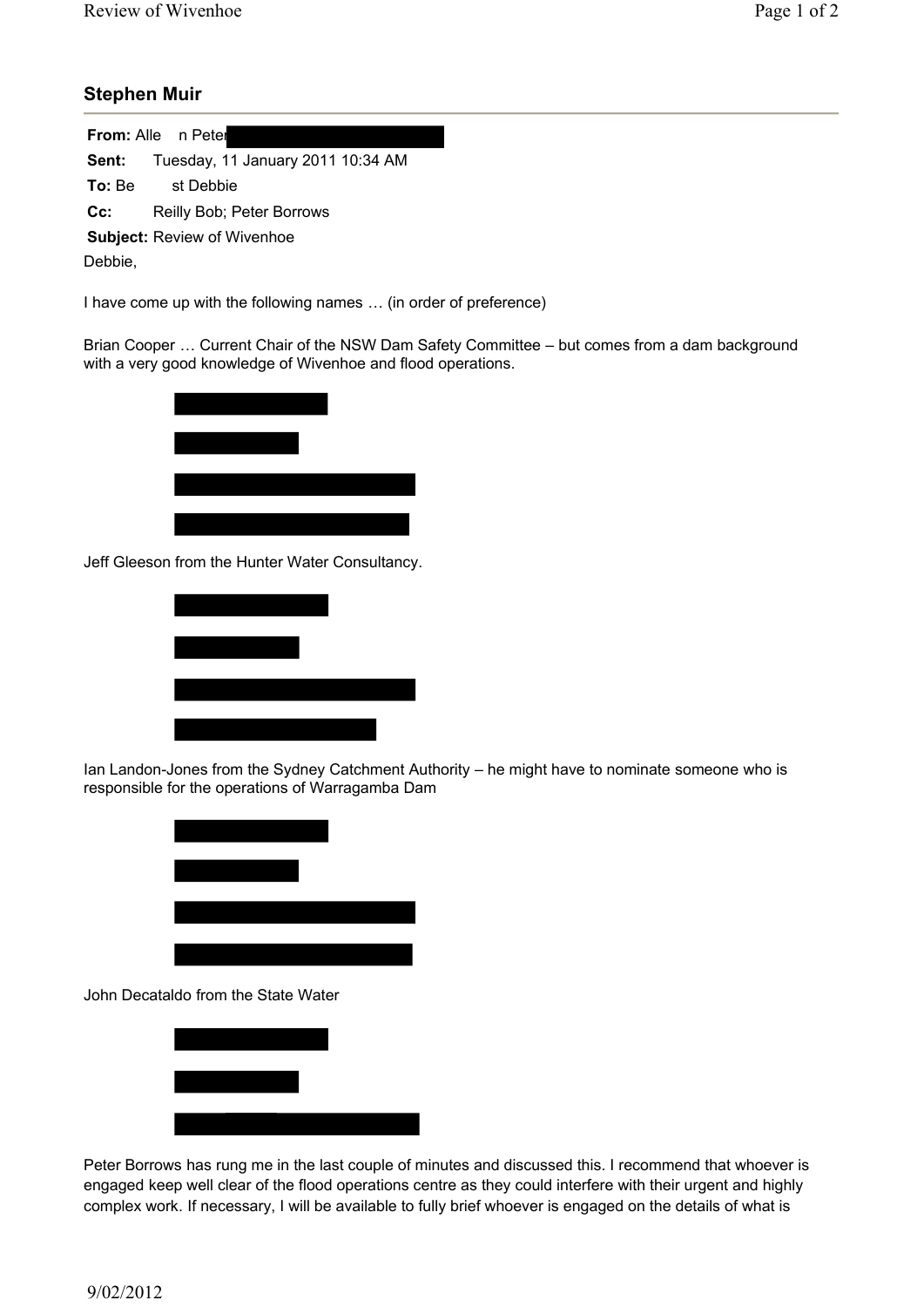## Stephen Muir

**From:** Alle n Peter

**Sent:** Tuesday, 11 January 2011 10:34 AM

**To:** Be st Debbie

**Cc:** Reilly Bob; Peter Borrows

**Subject:** Review of Wivenhoe

Debbie,

I have come up with the following names … (in order of preference)

Brian Cooper … Current Chair of the NSW Dam Safety Committee – but comes from a dam background with a very good knowledge of Wivenhoe and flood operations.

Jeff Gleeson from the Hunter Water Consultancy.

Ian Landon-Jones from the Sydney Catchment Authority – he might have to nominate someone who is responsible for the operations of Warragamba Dam

John Decataldo from the State Water

Peter Borrows has rung me in the last couple of minutes and discussed this. I recommend that whoever is engaged keep well clear of the flood operations centre as they could interfere with their urgent and highly complex work. If necessary, I will be available to fully brief whoever is engaged on the details of what is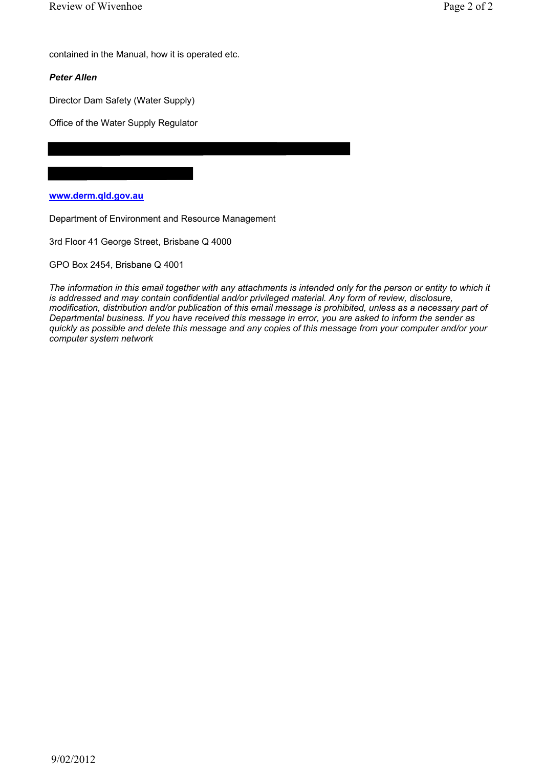contained in the Manual, how it is operated etc.

***Peter Allen***

Director Dam Safety (Water Supply)

Office of the Water Supply Regulator

**[www.derm.qld.gov.au](http://www.derm.qld.gov.au)**

Department of Environment and Resource Management

3rd Floor 41 George Street, Brisbane Q 4000

GPO Box 2454, Brisbane Q 4001

*The information in this email together with any attachments is intended only for the person or entity to which it is addressed and may contain confidential and/or privileged material. Any form of review, disclosure, modification, distribution and/or publication of this email message is prohibited, unless as a necessary part of Departmental business. If you have received this message in error, you are asked to inform the sender as quickly as possible and delete this message and any copies of this message from your computer and/or your computer system network*